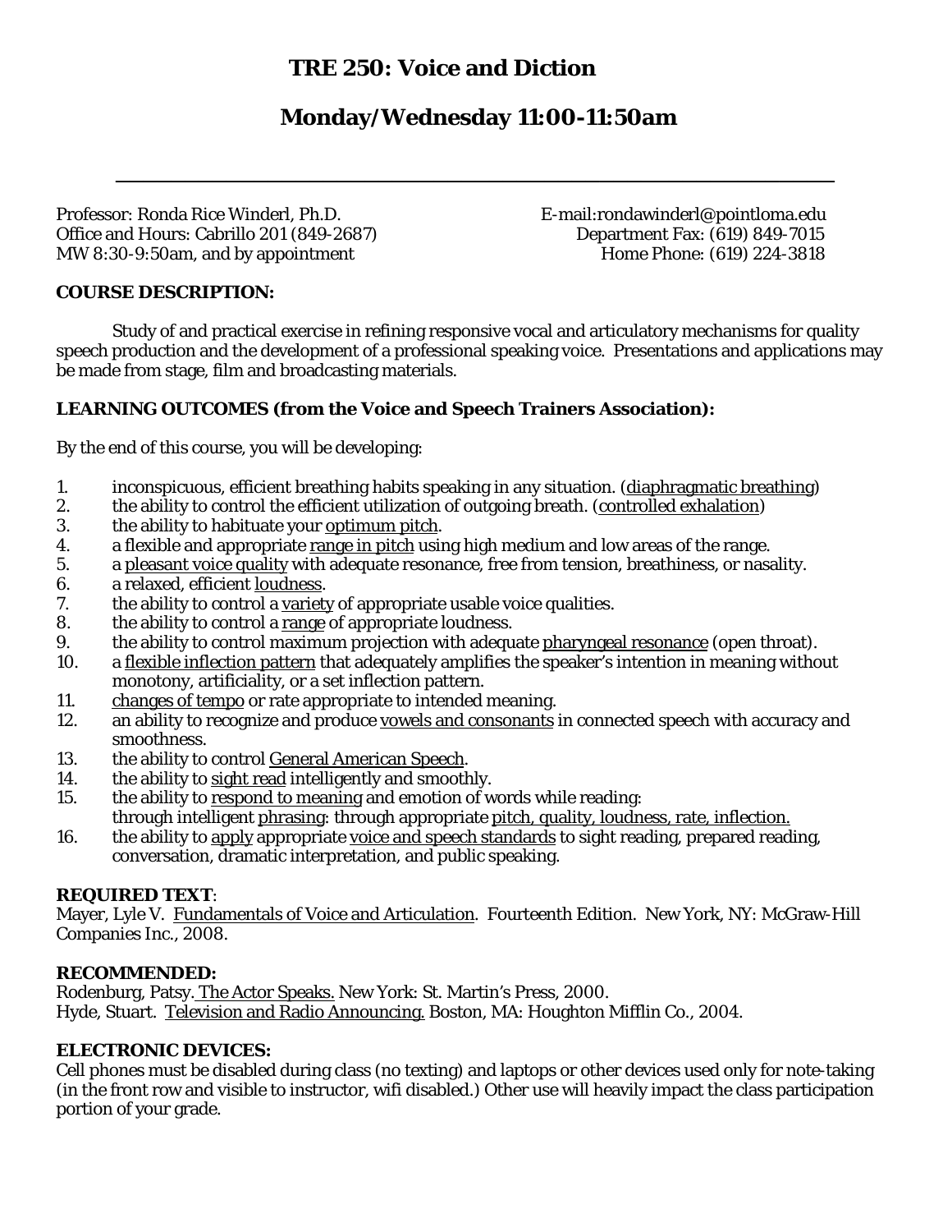# TRE 250: Voice and Diction

## Monday/Wednesday 11:00-11:50am

---

Professor: Ronda Rice Winderl, Ph.D.
Office and Hours: Cabrillo 201 (849-2687)
MW 8:30-9:50am, and by appointment

E-mail:rondawinderl@pointloma.edu
Department Fax: (619) 849-7015
Home Phone: (619) 224-3818

**COURSE DESCRIPTION:**

Study of and practical exercise in refining responsive vocal and articulatory mechanisms for quality speech production and the development of a professional speaking voice. Presentations and applications may be made from stage, film and broadcasting materials.

**LEARNING OUTCOMES (from the Voice and Speech Trainers Association):**

By the end of this course, you will be developing:

1. inconspicuous, efficient breathing habits speaking in any situation. (diaphragmatic breathing)
2. the ability to control the efficient utilization of outgoing breath. (controlled exhalation)
3. the ability to habituate your optimum pitch.
4. a flexible and appropriate range in pitch using high medium and low areas of the range.
5. a pleasant voice quality with adequate resonance, free from tension, breathiness, or nasality.
6. a relaxed, efficient loudness.
7. the ability to control a variety of appropriate usable voice qualities.
8. the ability to control a range of appropriate loudness.
9. the ability to control maximum projection with adequate pharyngeal resonance (open throat).
10. a flexible inflection pattern that adequately amplifies the speaker's intention in meaning without monotony, artificiality, or a set inflection pattern.
11. changes of tempo or rate appropriate to intended meaning.
12. an ability to recognize and produce vowels and consonants in connected speech with accuracy and smoothness.
13. the ability to control General American Speech.
14. the ability to sight read intelligently and smoothly.
15. the ability to respond to meaning and emotion of words while reading: through intelligent phrasing: through appropriate pitch, quality, loudness, rate, inflection.
16. the ability to apply appropriate voice and speech standards to sight reading, prepared reading, conversation, dramatic interpretation, and public speaking.

**REQUIRED TEXT**:
Mayer, Lyle V. Fundamentals of Voice and Articulation. Fourteenth Edition. New York, NY: McGraw-Hill Companies Inc., 2008.

**RECOMMENDED:**
Rodenburg, Patsy. The Actor Speaks. New York: St. Martin's Press, 2000.
Hyde, Stuart. Television and Radio Announcing. Boston, MA: Houghton Mifflin Co., 2004.

**ELECTRONIC DEVICES:**
Cell phones must be disabled during class (no texting) and laptops or other devices used only for note-taking (in the front row and visible to instructor, wifi disabled.) Other use will heavily impact the class participation portion of your grade.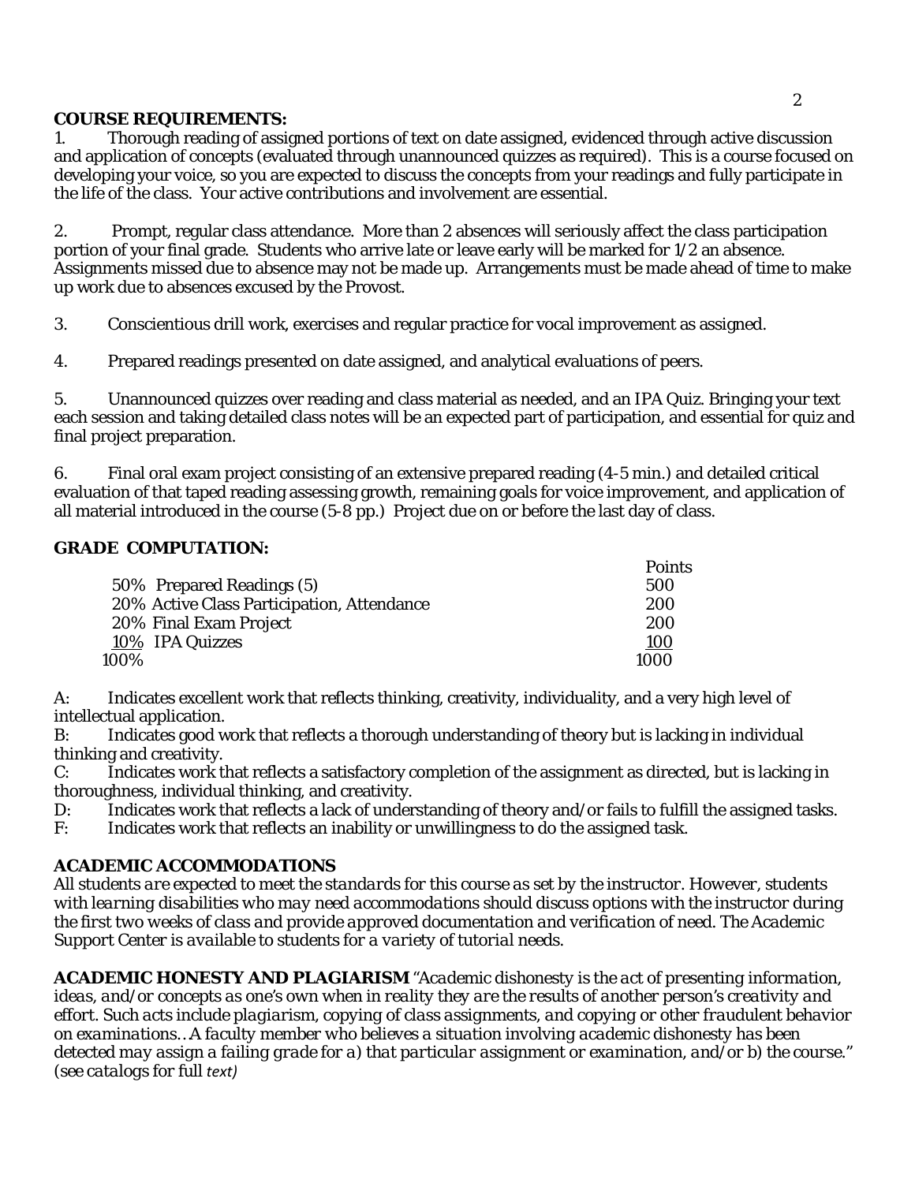**COURSE REQUIREMENTS:**

1. Thorough reading of assigned portions of text on date assigned, evidenced through active discussion and application of concepts (evaluated through unannounced quizzes as required). This is a course focused on developing your voice, so you are expected to discuss the concepts from your readings and fully participate in the life of the class. Your active contributions and involvement are essential.

2. Prompt, regular class attendance. More than 2 absences will seriously affect the class participation portion of your final grade. Students who arrive late or leave early will be marked for 1/2 an absence. Assignments missed due to absence may not be made up. Arrangements must be made ahead of time to make up work due to absences excused by the Provost.

3. Conscientious drill work, exercises and regular practice for vocal improvement as assigned.

4. Prepared readings presented on date assigned, and analytical evaluations of peers.

5. Unannounced quizzes over reading and class material as needed, and an IPA Quiz. Bringing your text each session and taking detailed class notes will be an expected part of participation, and essential for quiz and final project preparation.

6. Final oral exam project consisting of an extensive prepared reading (4-5 min.) and detailed critical evaluation of that taped reading assessing growth, remaining goals for voice improvement, and application of all material introduced in the course (5-8 pp.) Project due on or before the last day of class.

**GRADE COMPUTATION:**

| | | Points |
|---|---|---|
| 50% | Prepared Readings (5) | 500 |
| 20% | Active Class Participation, Attendance | 200 |
| 20% | Final Exam Project | 200 |
| 10% | IPA Quizzes | 100 |
| 100% | | 1000 |

A: Indicates excellent work that reflects thinking, creativity, individuality, and a very high level of intellectual application.
B: Indicates good work that reflects a thorough understanding of theory but is lacking in individual thinking and creativity.
C: Indicates work that reflects a satisfactory completion of the assignment as directed, but is lacking in thoroughness, individual thinking, and creativity.
D: Indicates work that reflects a lack of understanding of theory and/or fails to fulfill the assigned tasks.
F: Indicates work that reflects an inability or unwillingness to do the assigned task.

**ACADEMIC ACCOMMODATIONS**

*All students are expected to meet the standards for this course as set by the instructor. However, students with learning disabilities who may need accommodations should discuss options with the instructor during the first two weeks of class and provide approved documentation and verification of need. The Academic Support Center is available to students for a variety of tutorial needs.*

**ACADEMIC HONESTY AND PLAGIARISM** *"Academic dishonesty is the act of presenting information, ideas, and/or concepts as one's own when in reality they are the results of another person's creativity and effort. Such acts include plagiarism, copying of class assignments, and copying or other fraudulent behavior on examinations.. A faculty member who believes a situation involving academic dishonesty has been detected may assign a failing grade for a) that particular assignment or examination, and/or b) the course." (see catalogs for full text)*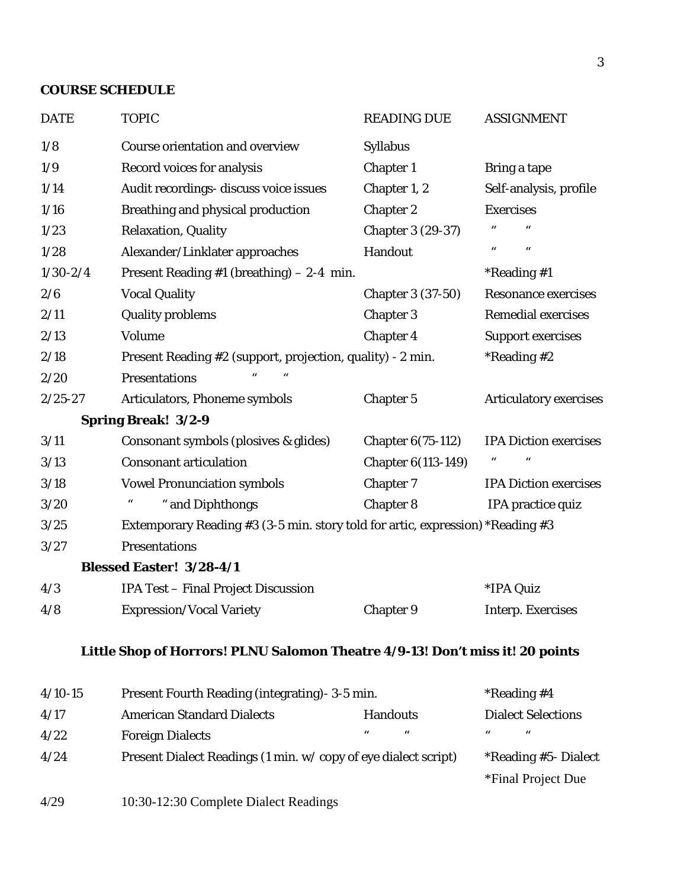**COURSE SCHEDULE**

| DATE | TOPIC | READING DUE | ASSIGNMENT |
|---|---|---|---|
| 1/8 | Course orientation and overview | Syllabus | |
| 1/9 | Record voices for analysis | Chapter 1 | Bring a tape |
| 1/14 | Audit recordings- discuss voice issues | Chapter 1, 2 | Self-analysis, profile |
| 1/16 | Breathing and physical production | Chapter 2 | Exercises |
| 1/23 | Relaxation, Quality | Chapter 3 (29-37) | " " |
| 1/28 | Alexander/Linklater approaches | Handout | " " |
| 1/30-2/4 | Present Reading #1 (breathing) – 2-4 min. | | *Reading #1 |
| 2/6 | Vocal Quality | Chapter 3 (37-50) | Resonance exercises |
| 2/11 | Quality problems | Chapter 3 | Remedial exercises |
| 2/13 | Volume | Chapter 4 | Support exercises |
| 2/18 | Present Reading #2 (support, projection, quality) - 2 min. | | *Reading #2 |
| 2/20 | Presentations " " | | |
| 2/25-27 | Articulators, Phoneme symbols | Chapter 5 | Articulatory exercises |
| | **Spring Break! 3/2-9** | | |
| 3/11 | Consonant symbols (plosives & glides) | Chapter 6(75-112) | IPA Diction exercises |
| 3/13 | Consonant articulation | Chapter 6(113-149) | " " |
| 3/18 | Vowel Pronunciation symbols | Chapter 7 | IPA Diction exercises |
| 3/20 | " " and Diphthongs | Chapter 8 | IPA practice quiz |
| 3/25 | Extemporary Reading #3 (3-5 min. story told for artic, expression) | | *Reading #3 |
| 3/27 | Presentations | | |
| | **Blessed Easter! 3/28-4/1** | | |
| 4/3 | IPA Test – Final Project Discussion | | *IPA Quiz |
| 4/8 | Expression/Vocal Variety | Chapter 9 | Interp. Exercises |

**Little Shop of Horrors! PLNU Salomon Theatre 4/9-13! Don't miss it! 20 points**

| DATE | TOPIC | READING DUE | ASSIGNMENT |
|---|---|---|---|
| 4/10-15 | Present Fourth Reading (integrating)- 3-5 min. | | *Reading #4 |
| 4/17 | American Standard Dialects | Handouts | Dialect Selections |
| 4/22 | Foreign Dialects | " " | " " |
| 4/24 | Present Dialect Readings (1 min. w/ copy of eye dialect script) | | *Reading #5- Dialect<br>*Final Project Due |
| 4/29 | 10:30-12:30 Complete Dialect Readings | | |